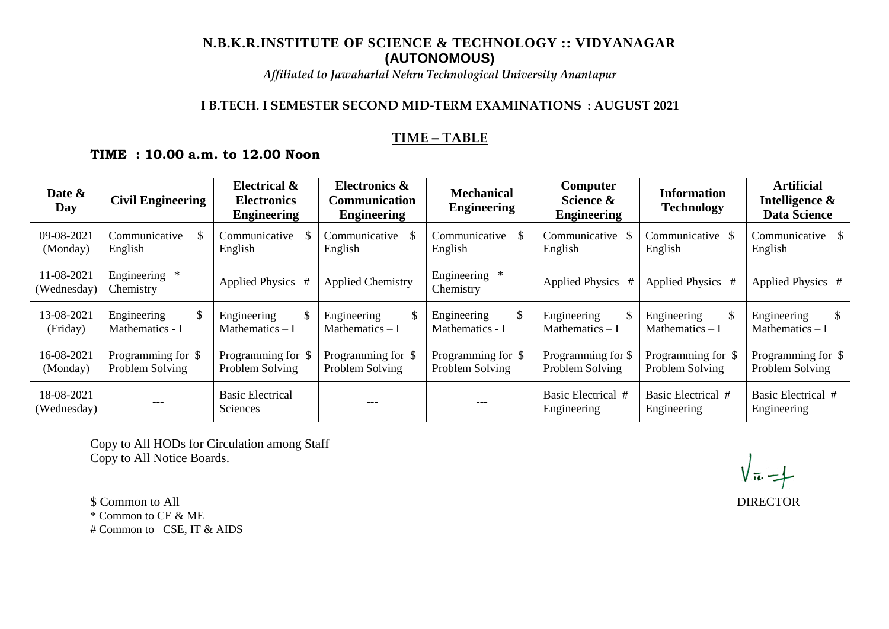**N.B.K.R.INSTITUTE OF SCIENCE & TECHNOLOGY :: VIDYANAGAR**
**(AUTONOMOUS)**
*Affiliated to Jawaharlal Nehru Technological University Anantapur*

**I B.TECH. I SEMESTER SECOND MID-TERM EXAMINATIONS : AUGUST 2021**

## TIME – TABLE

**TIME : 10.00 a.m. to 12.00 Noon**

| Date & Day | Civil Engineering | Electrical & Electronics Engineering | Electronics & Communication Engineering | Mechanical Engineering | Computer Science & Engineering | Information Technology | Artificial Intelligence & Data Science |
|---|---|---|---|---|---|---|---|
| 09-08-2021 (Monday) | Communicative English $ | Communicative English $ | Communicative English $ | Communicative English $ | Communicative English $ | Communicative English $ | Communicative English $ |
| 11-08-2021 (Wednesday) | Engineering Chemistry * | Applied Physics # | Applied Chemistry | Engineering Chemistry * | Applied Physics # | Applied Physics # | Applied Physics # |
| 13-08-2021 (Friday) | Engineering Mathematics - I $ | Engineering Mathematics – I $ | Engineering Mathematics – I $ | Engineering Mathematics - I $ | Engineering Mathematics – I $ | Engineering Mathematics – I $ | Engineering Mathematics – I $ |
| 16-08-2021 (Monday) | Programming for Problem Solving $ | Programming for Problem Solving $ | Programming for Problem Solving $ | Programming for Problem Solving $ | Programming for Problem Solving $ | Programming for Problem Solving $ | Programming for Problem Solving $ |
| 18-08-2021 (Wednesday) | --- | Basic Electrical Sciences | --- | --- | Basic Electrical Engineering # | Basic Electrical Engineering # | Basic Electrical Engineering # |

Copy to All HODs for Circulation among Staff
Copy to All Notice Boards.

DIRECTOR

$ Common to All
* Common to CE & ME
# Common to CSE, IT & AIDS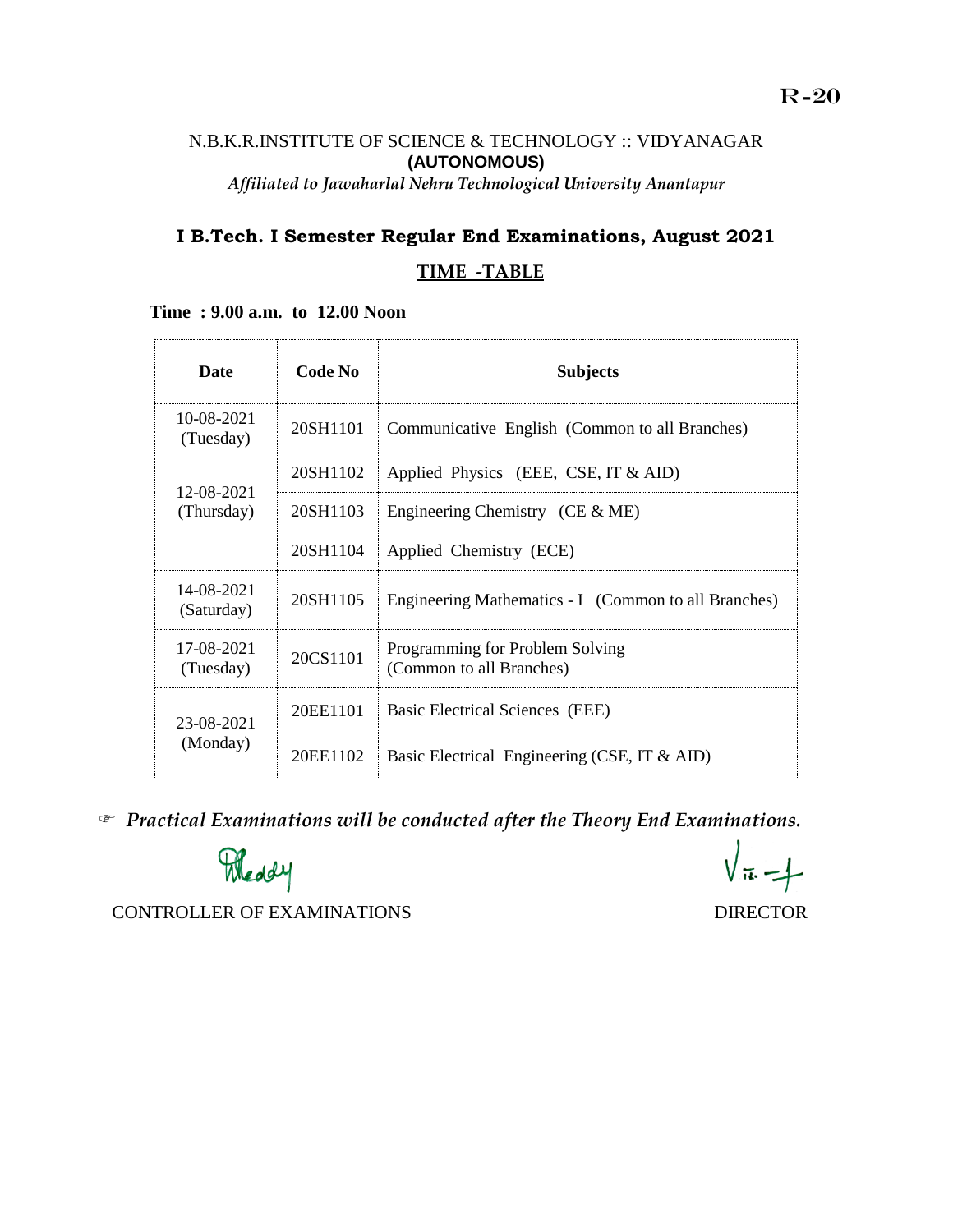R-20

N.B.K.R.INSTITUTE OF SCIENCE & TECHNOLOGY :: VIDYANAGAR

**(AUTONOMOUS)**

*Affiliated to Jawaharlal Nehru Technological University Anantapur*

## I B.Tech. I Semester Regular End Examinations, August 2021

### TIME -TABLE

**Time : 9.00 a.m. to 12.00 Noon**

| Date | Code No | Subjects |
|---|---|---|
| 10-08-2021 (Tuesday) | 20SH1101 | Communicative English (Common to all Branches) |
| 12-08-2021 (Thursday) | 20SH1102 | Applied Physics (EEE, CSE, IT & AID) |
| | 20SH1103 | Engineering Chemistry (CE & ME) |
| | 20SH1104 | Applied Chemistry (ECE) |
| 14-08-2021 (Saturday) | 20SH1105 | Engineering Mathematics - I (Common to all Branches) |
| 17-08-2021 (Tuesday) | 20CS1101 | Programming for Problem Solving (Common to all Branches) |
| 23-08-2021 (Monday) | 20EE1101 | Basic Electrical Sciences (EEE) |
| | 20EE1102 | Basic Electrical Engineering (CSE, IT & AID) |

☞ *Practical Examinations will be conducted after the Theory End Examinations.*

CONTROLLER OF EXAMINATIONS

DIRECTOR